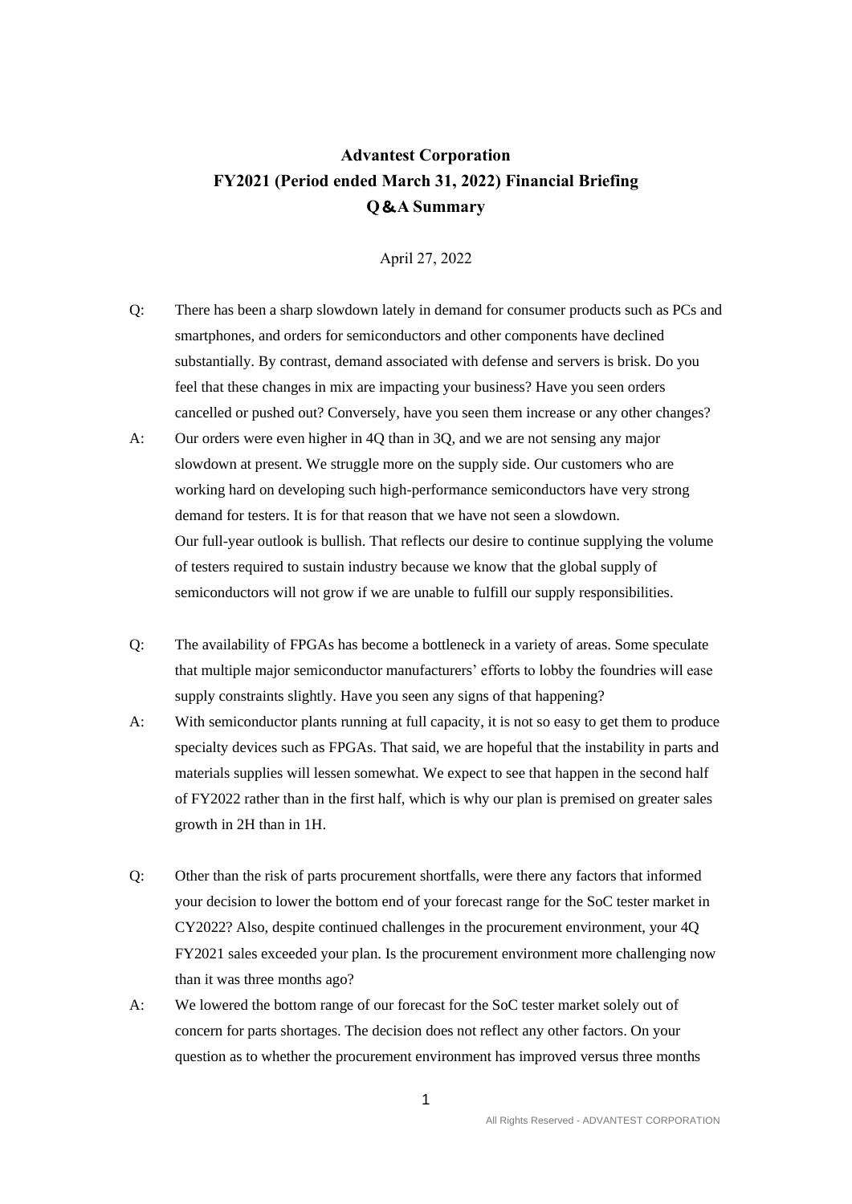# Advantest Corporation
# FY2021 (Period ended March 31, 2022) Financial Briefing
# Q&A Summary

April 27, 2022

Q: There has been a sharp slowdown lately in demand for consumer products such as PCs and smartphones, and orders for semiconductors and other components have declined substantially. By contrast, demand associated with defense and servers is brisk. Do you feel that these changes in mix are impacting your business? Have you seen orders cancelled or pushed out? Conversely, have you seen them increase or any other changes?

A: Our orders were even higher in 4Q than in 3Q, and we are not sensing any major slowdown at present. We struggle more on the supply side. Our customers who are working hard on developing such high-performance semiconductors have very strong demand for testers. It is for that reason that we have not seen a slowdown.
Our full-year outlook is bullish. That reflects our desire to continue supplying the volume of testers required to sustain industry because we know that the global supply of semiconductors will not grow if we are unable to fulfill our supply responsibilities.

Q: The availability of FPGAs has become a bottleneck in a variety of areas. Some speculate that multiple major semiconductor manufacturers' efforts to lobby the foundries will ease supply constraints slightly. Have you seen any signs of that happening?

A: With semiconductor plants running at full capacity, it is not so easy to get them to produce specialty devices such as FPGAs. That said, we are hopeful that the instability in parts and materials supplies will lessen somewhat. We expect to see that happen in the second half of FY2022 rather than in the first half, which is why our plan is premised on greater sales growth in 2H than in 1H.

Q: Other than the risk of parts procurement shortfalls, were there any factors that informed your decision to lower the bottom end of your forecast range for the SoC tester market in CY2022? Also, despite continued challenges in the procurement environment, your 4Q FY2021 sales exceeded your plan. Is the procurement environment more challenging now than it was three months ago?

A: We lowered the bottom range of our forecast for the SoC tester market solely out of concern for parts shortages. The decision does not reflect any other factors. On your question as to whether the procurement environment has improved versus three months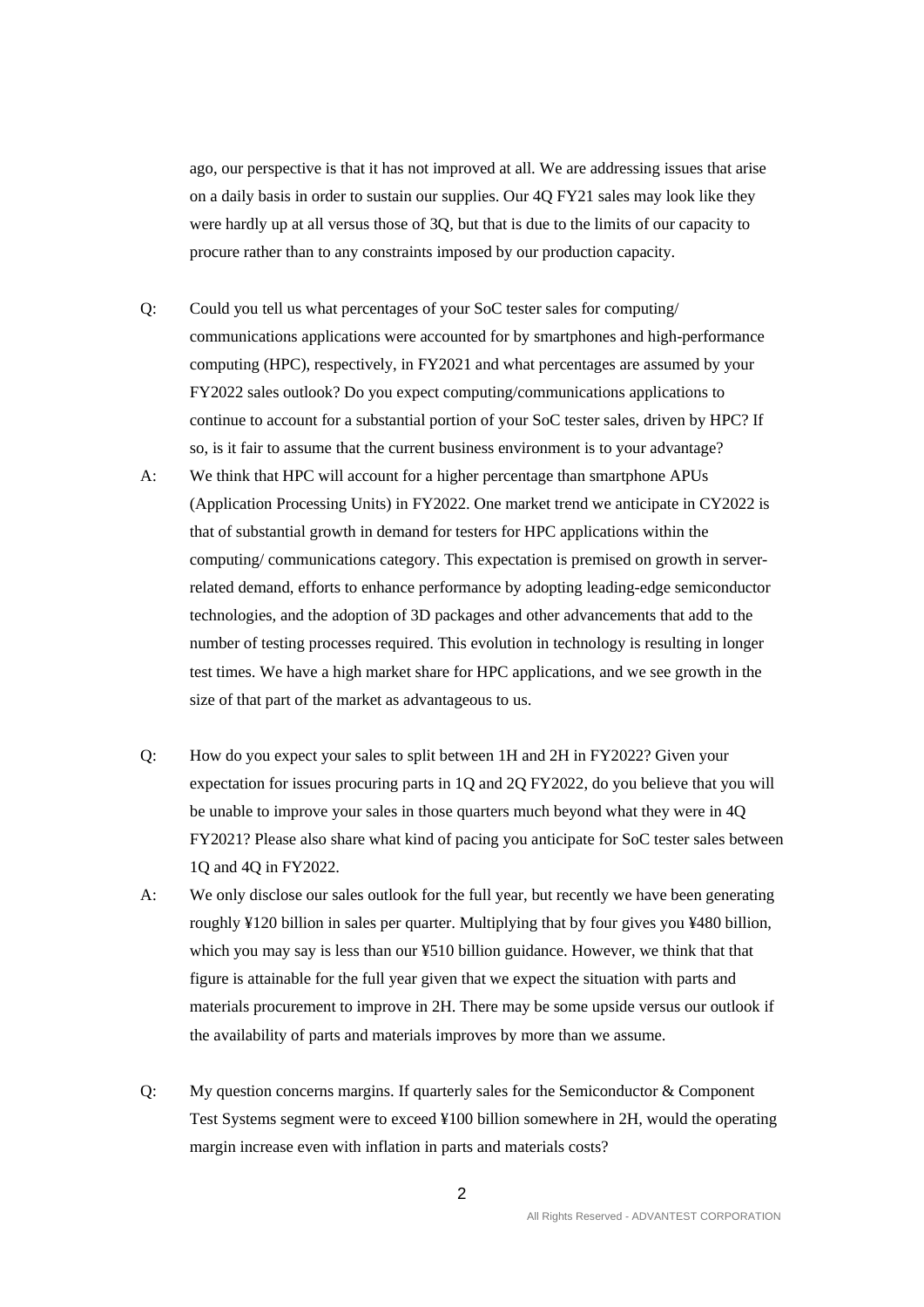ago, our perspective is that it has not improved at all. We are addressing issues that arise on a daily basis in order to sustain our supplies. Our 4Q FY21 sales may look like they were hardly up at all versus those of 3Q, but that is due to the limits of our capacity to procure rather than to any constraints imposed by our production capacity.

Q: Could you tell us what percentages of your SoC tester sales for computing/ communications applications were accounted for by smartphones and high-performance computing (HPC), respectively, in FY2021 and what percentages are assumed by your FY2022 sales outlook? Do you expect computing/communications applications to continue to account for a substantial portion of your SoC tester sales, driven by HPC? If so, is it fair to assume that the current business environment is to your advantage?

A: We think that HPC will account for a higher percentage than smartphone APUs (Application Processing Units) in FY2022. One market trend we anticipate in CY2022 is that of substantial growth in demand for testers for HPC applications within the computing/ communications category. This expectation is premised on growth in server-related demand, efforts to enhance performance by adopting leading-edge semiconductor technologies, and the adoption of 3D packages and other advancements that add to the number of testing processes required. This evolution in technology is resulting in longer test times. We have a high market share for HPC applications, and we see growth in the size of that part of the market as advantageous to us.

Q: How do you expect your sales to split between 1H and 2H in FY2022? Given your expectation for issues procuring parts in 1Q and 2Q FY2022, do you believe that you will be unable to improve your sales in those quarters much beyond what they were in 4Q FY2021? Please also share what kind of pacing you anticipate for SoC tester sales between 1Q and 4Q in FY2022.

A: We only disclose our sales outlook for the full year, but recently we have been generating roughly ¥120 billion in sales per quarter. Multiplying that by four gives you ¥480 billion, which you may say is less than our ¥510 billion guidance. However, we think that that figure is attainable for the full year given that we expect the situation with parts and materials procurement to improve in 2H. There may be some upside versus our outlook if the availability of parts and materials improves by more than we assume.

Q: My question concerns margins. If quarterly sales for the Semiconductor & Component Test Systems segment were to exceed ¥100 billion somewhere in 2H, would the operating margin increase even with inflation in parts and materials costs?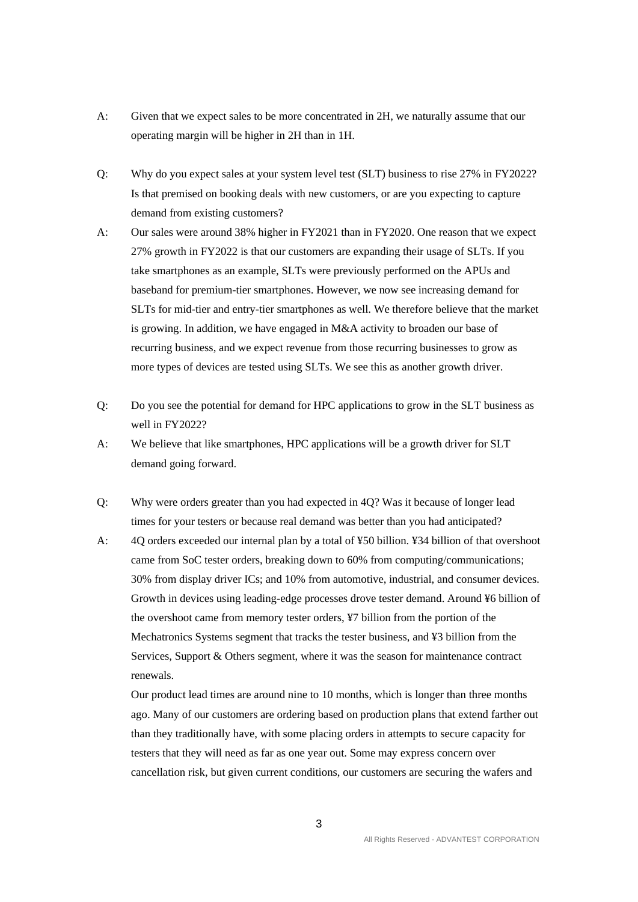A: Given that we expect sales to be more concentrated in 2H, we naturally assume that our operating margin will be higher in 2H than in 1H.

Q: Why do you expect sales at your system level test (SLT) business to rise 27% in FY2022? Is that premised on booking deals with new customers, or are you expecting to capture demand from existing customers?

A: Our sales were around 38% higher in FY2021 than in FY2020. One reason that we expect 27% growth in FY2022 is that our customers are expanding their usage of SLTs. If you take smartphones as an example, SLTs were previously performed on the APUs and baseband for premium-tier smartphones. However, we now see increasing demand for SLTs for mid-tier and entry-tier smartphones as well. We therefore believe that the market is growing. In addition, we have engaged in M&A activity to broaden our base of recurring business, and we expect revenue from those recurring businesses to grow as more types of devices are tested using SLTs. We see this as another growth driver.

Q: Do you see the potential for demand for HPC applications to grow in the SLT business as well in FY2022?

A: We believe that like smartphones, HPC applications will be a growth driver for SLT demand going forward.

Q: Why were orders greater than you had expected in 4Q? Was it because of longer lead times for your testers or because real demand was better than you had anticipated?

A: 4Q orders exceeded our internal plan by a total of ¥50 billion. ¥34 billion of that overshoot came from SoC tester orders, breaking down to 60% from computing/communications; 30% from display driver ICs; and 10% from automotive, industrial, and consumer devices. Growth in devices using leading-edge processes drove tester demand. Around ¥6 billion of the overshoot came from memory tester orders, ¥7 billion from the portion of the Mechatronics Systems segment that tracks the tester business, and ¥3 billion from the Services, Support & Others segment, where it was the season for maintenance contract renewals.

Our product lead times are around nine to 10 months, which is longer than three months ago. Many of our customers are ordering based on production plans that extend farther out than they traditionally have, with some placing orders in attempts to secure capacity for testers that they will need as far as one year out. Some may express concern over cancellation risk, but given current conditions, our customers are securing the wafers and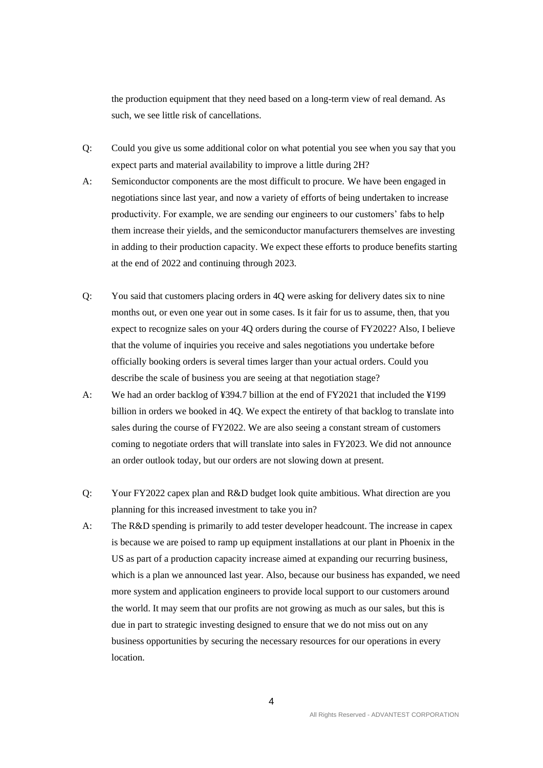the production equipment that they need based on a long-term view of real demand. As such, we see little risk of cancellations.

Q: Could you give us some additional color on what potential you see when you say that you expect parts and material availability to improve a little during 2H?

A: Semiconductor components are the most difficult to procure. We have been engaged in negotiations since last year, and now a variety of efforts of being undertaken to increase productivity. For example, we are sending our engineers to our customers' fabs to help them increase their yields, and the semiconductor manufacturers themselves are investing in adding to their production capacity. We expect these efforts to produce benefits starting at the end of 2022 and continuing through 2023.

Q: You said that customers placing orders in 4Q were asking for delivery dates six to nine months out, or even one year out in some cases. Is it fair for us to assume, then, that you expect to recognize sales on your 4Q orders during the course of FY2022? Also, I believe that the volume of inquiries you receive and sales negotiations you undertake before officially booking orders is several times larger than your actual orders. Could you describe the scale of business you are seeing at that negotiation stage?

A: We had an order backlog of ¥394.7 billion at the end of FY2021 that included the ¥199 billion in orders we booked in 4Q. We expect the entirety of that backlog to translate into sales during the course of FY2022. We are also seeing a constant stream of customers coming to negotiate orders that will translate into sales in FY2023. We did not announce an order outlook today, but our orders are not slowing down at present.

Q: Your FY2022 capex plan and R&D budget look quite ambitious. What direction are you planning for this increased investment to take you in?

A: The R&D spending is primarily to add tester developer headcount. The increase in capex is because we are poised to ramp up equipment installations at our plant in Phoenix in the US as part of a production capacity increase aimed at expanding our recurring business, which is a plan we announced last year. Also, because our business has expanded, we need more system and application engineers to provide local support to our customers around the world. It may seem that our profits are not growing as much as our sales, but this is due in part to strategic investing designed to ensure that we do not miss out on any business opportunities by securing the necessary resources for our operations in every location.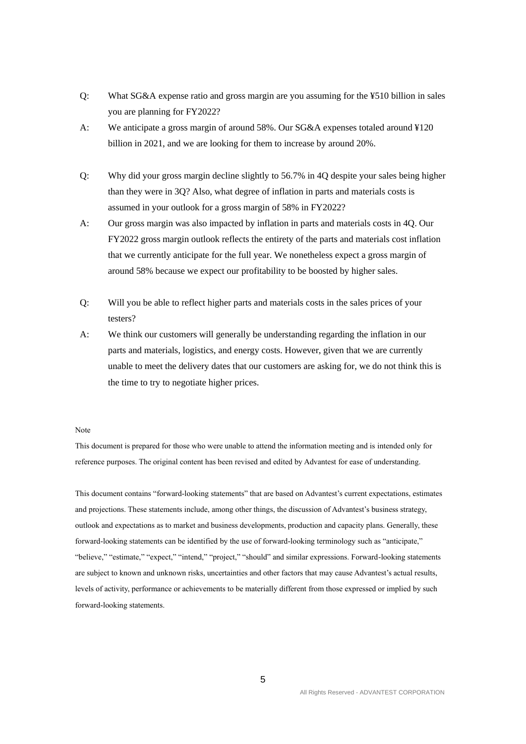Q: What SG&A expense ratio and gross margin are you assuming for the ¥510 billion in sales you are planning for FY2022?

A: We anticipate a gross margin of around 58%. Our SG&A expenses totaled around ¥120 billion in 2021, and we are looking for them to increase by around 20%.

Q: Why did your gross margin decline slightly to 56.7% in 4Q despite your sales being higher than they were in 3Q? Also, what degree of inflation in parts and materials costs is assumed in your outlook for a gross margin of 58% in FY2022?

A: Our gross margin was also impacted by inflation in parts and materials costs in 4Q. Our FY2022 gross margin outlook reflects the entirety of the parts and materials cost inflation that we currently anticipate for the full year. We nonetheless expect a gross margin of around 58% because we expect our profitability to be boosted by higher sales.

Q: Will you be able to reflect higher parts and materials costs in the sales prices of your testers?

A: We think our customers will generally be understanding regarding the inflation in our parts and materials, logistics, and energy costs. However, given that we are currently unable to meet the delivery dates that our customers are asking for, we do not think this is the time to try to negotiate higher prices.

Note

This document is prepared for those who were unable to attend the information meeting and is intended only for reference purposes. The original content has been revised and edited by Advantest for ease of understanding.

This document contains "forward-looking statements" that are based on Advantest's current expectations, estimates and projections. These statements include, among other things, the discussion of Advantest's business strategy, outlook and expectations as to market and business developments, production and capacity plans. Generally, these forward-looking statements can be identified by the use of forward-looking terminology such as "anticipate," "believe," "estimate," "expect," "intend," "project," "should" and similar expressions. Forward-looking statements are subject to known and unknown risks, uncertainties and other factors that may cause Advantest's actual results, levels of activity, performance or achievements to be materially different from those expressed or implied by such forward-looking statements.